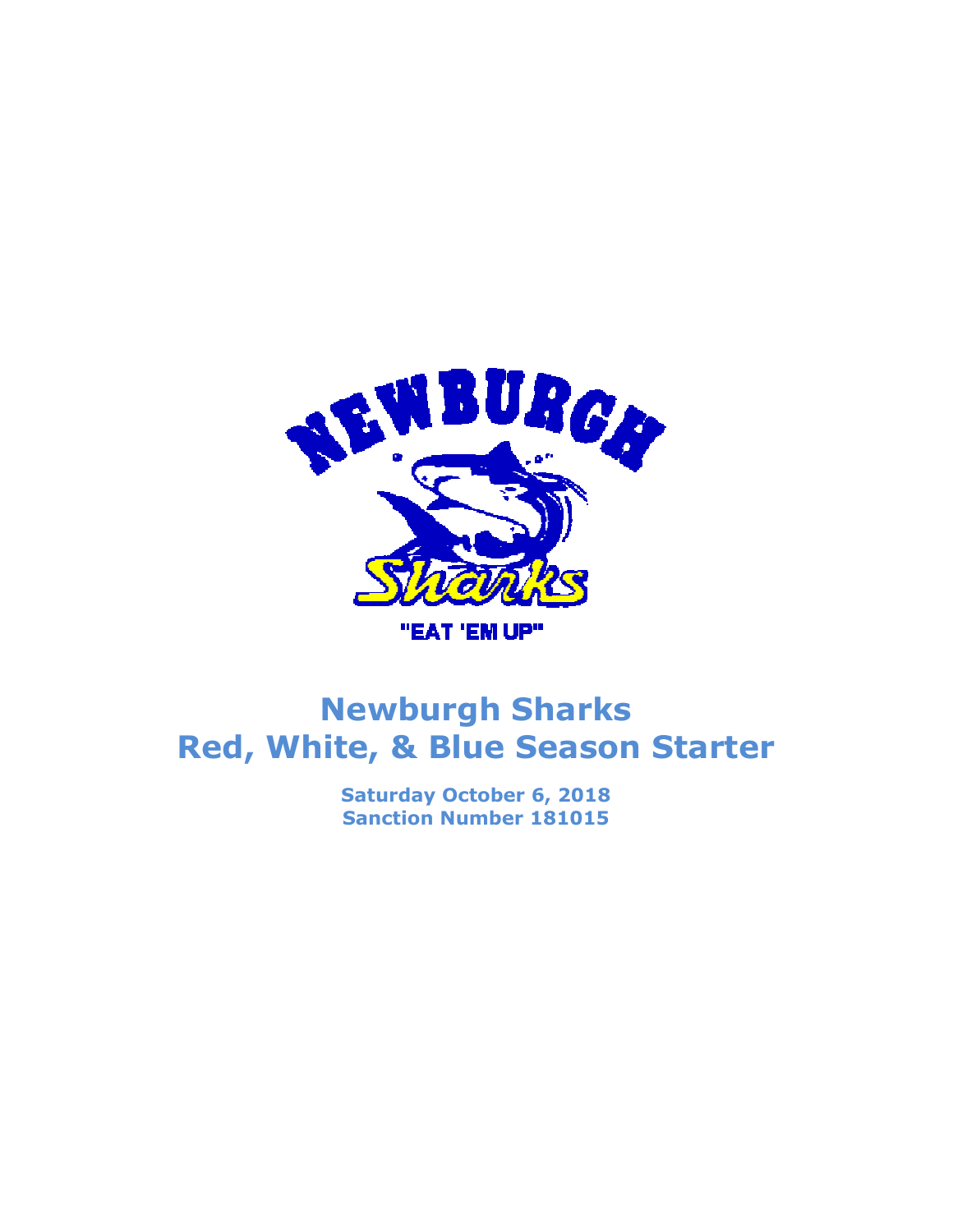# Newburgh Sharks
# Red, White, & Blue Season Starter

**Saturday October 6, 2018**
**Sanction Number 181015**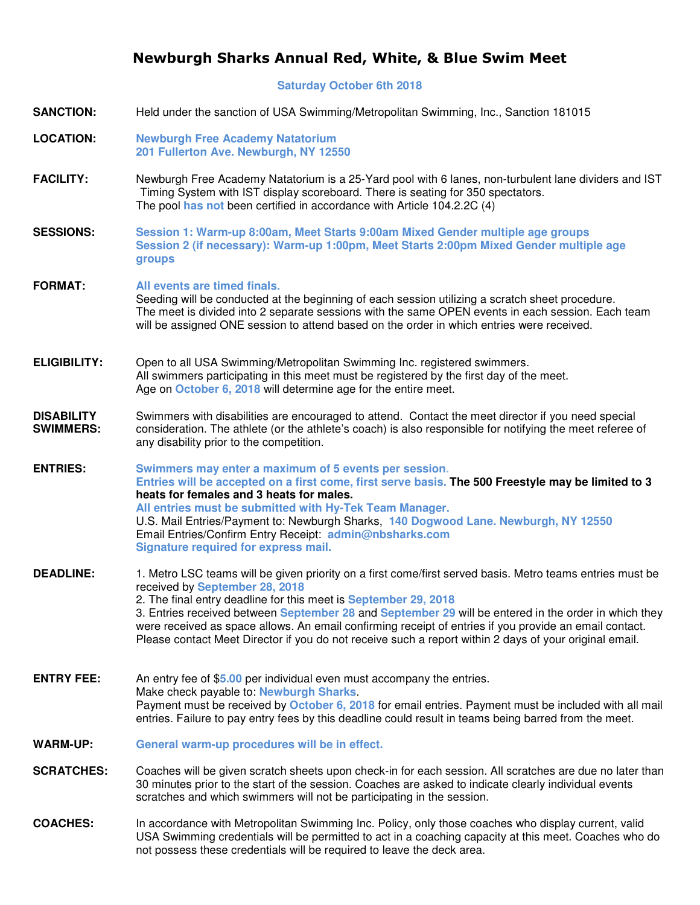# Newburgh Sharks Annual Red, White, & Blue Swim Meet

**Saturday October 6th 2018**

**SANCTION:** Held under the sanction of USA Swimming/Metropolitan Swimming, Inc., Sanction 181015

**LOCATION:** **Newburgh Free Academy Natatorium**
**201 Fullerton Ave. Newburgh, NY 12550**

**FACILITY:** Newburgh Free Academy Natatorium is a 25-Yard pool with 6 lanes, non-turbulent lane dividers and IST Timing System with IST display scoreboard. There is seating for 350 spectators.
The pool **has not** been certified in accordance with Article 104.2.2C (4)

**SESSIONS:** **Session 1: Warm-up 8:00am, Meet Starts 9:00am Mixed Gender multiple age groups**
**Session 2 (if necessary): Warm-up 1:00pm, Meet Starts 2:00pm Mixed Gender multiple age groups**

**FORMAT:** **All events are timed finals.**
Seeding will be conducted at the beginning of each session utilizing a scratch sheet procedure.
The meet is divided into 2 separate sessions with the same OPEN events in each session. Each team will be assigned ONE session to attend based on the order in which entries were received.

**ELIGIBILITY:** Open to all USA Swimming/Metropolitan Swimming Inc. registered swimmers.
All swimmers participating in this meet must be registered by the first day of the meet.
Age on **October 6, 2018** will determine age for the entire meet.

**DISABILITY SWIMMERS:** Swimmers with disabilities are encouraged to attend. Contact the meet director if you need special consideration. The athlete (or the athlete's coach) is also responsible for notifying the meet referee of any disability prior to the competition.

**ENTRIES:** **Swimmers may enter a maximum of 5 events per session.**
**Entries will be accepted on a first come, first serve basis. The 500 Freestyle may be limited to 3 heats for females and 3 heats for males.**
**All entries must be submitted with Hy-Tek Team Manager.**
U.S. Mail Entries/Payment to: Newburgh Sharks, **140 Dogwood Lane. Newburgh, NY 12550**
Email Entries/Confirm Entry Receipt: **admin@nbsharks.com**
**Signature required for express mail.**

**DEADLINE:** 1. Metro LSC teams will be given priority on a first come/first served basis. Metro teams entries must be received by **September 28, 2018**
2. The final entry deadline for this meet is **September 29, 2018**
3. Entries received between **September 28** and **September 29** will be entered in the order in which they were received as space allows. An email confirming receipt of entries if you provide an email contact. Please contact Meet Director if you do not receive such a report within 2 days of your original email.

**ENTRY FEE:** An entry fee of $**5.00** per individual even must accompany the entries.
Make check payable to: **Newburgh Sharks**.
Payment must be received by **October 6, 2018** for email entries. Payment must be included with all mail entries. Failure to pay entry fees by this deadline could result in teams being barred from the meet.

**WARM-UP:** **General warm-up procedures will be in effect.**

**SCRATCHES:** Coaches will be given scratch sheets upon check-in for each session. All scratches are due no later than 30 minutes prior to the start of the session. Coaches are asked to indicate clearly individual events scratches and which swimmers will not be participating in the session.

**COACHES:** In accordance with Metropolitan Swimming Inc. Policy, only those coaches who display current, valid USA Swimming credentials will be permitted to act in a coaching capacity at this meet. Coaches who do not possess these credentials will be required to leave the deck area.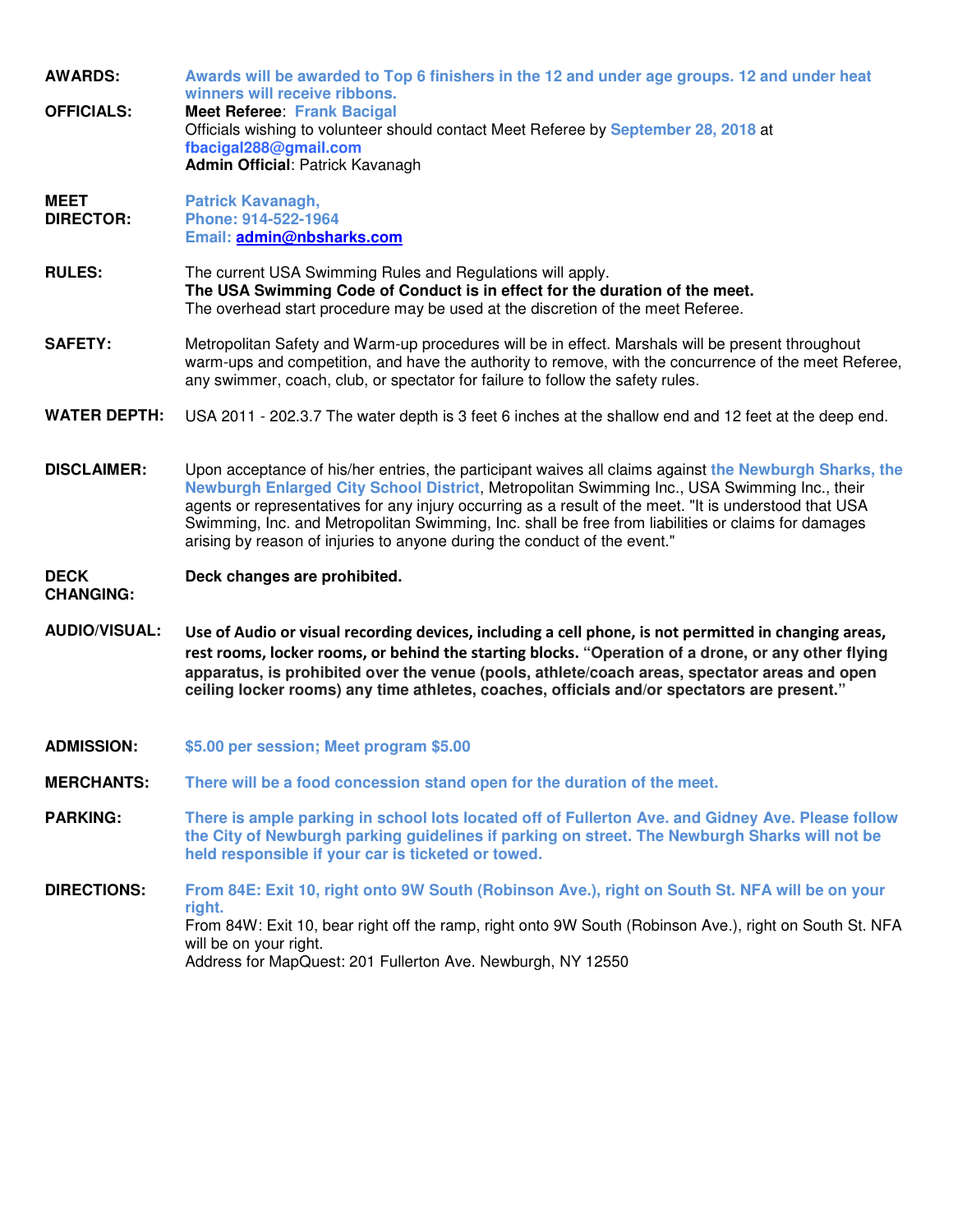**AWARDS:** **Awards will be awarded to Top 6 finishers in the 12 and under age groups. 12 and under heat winners will receive ribbons.**

**OFFICIALS:** **Meet Referee**: **Frank Bacigal**
Officials wishing to volunteer should contact Meet Referee by **September 28, 2018** at **fbacigal288@gmail.com**
**Admin Official**: Patrick Kavanagh

**MEET DIRECTOR:** **Patrick Kavanagh,**
**Phone: 914-522-1964**
**Email: admin@nbsharks.com**

**RULES:** The current USA Swimming Rules and Regulations will apply.
**The USA Swimming Code of Conduct is in effect for the duration of the meet.**
The overhead start procedure may be used at the discretion of the meet Referee.

**SAFETY:** Metropolitan Safety and Warm-up procedures will be in effect. Marshals will be present throughout warm-ups and competition, and have the authority to remove, with the concurrence of the meet Referee, any swimmer, coach, club, or spectator for failure to follow the safety rules.

**WATER DEPTH:** USA 2011 - 202.3.7 The water depth is 3 feet 6 inches at the shallow end and 12 feet at the deep end.

**DISCLAIMER:** Upon acceptance of his/her entries, the participant waives all claims against **the Newburgh Sharks, the Newburgh Enlarged City School District**, Metropolitan Swimming Inc., USA Swimming Inc., their agents or representatives for any injury occurring as a result of the meet. "It is understood that USA Swimming, Inc. and Metropolitan Swimming, Inc. shall be free from liabilities or claims for damages arising by reason of injuries to anyone during the conduct of the event."

**DECK CHANGING:** **Deck changes are prohibited.**

**AUDIO/VISUAL:** **Use of Audio or visual recording devices, including a cell phone, is not permitted in changing areas, rest rooms, locker rooms, or behind the starting blocks. "Operation of a drone, or any other flying apparatus, is prohibited over the venue (pools, athlete/coach areas, spectator areas and open ceiling locker rooms) any time athletes, coaches, officials and/or spectators are present."**

**ADMISSION:** **$5.00 per session; Meet program $5.00**

**MERCHANTS:** **There will be a food concession stand open for the duration of the meet.**

**PARKING:** **There is ample parking in school lots located off of Fullerton Ave. and Gidney Ave. Please follow the City of Newburgh parking guidelines if parking on street. The Newburgh Sharks will not be held responsible if your car is ticketed or towed.**

**DIRECTIONS:** **From 84E: Exit 10, right onto 9W South (Robinson Ave.), right on South St. NFA will be on your right.**
From 84W: Exit 10, bear right off the ramp, right onto 9W South (Robinson Ave.), right on South St. NFA will be on your right.
Address for MapQuest: 201 Fullerton Ave. Newburgh, NY 12550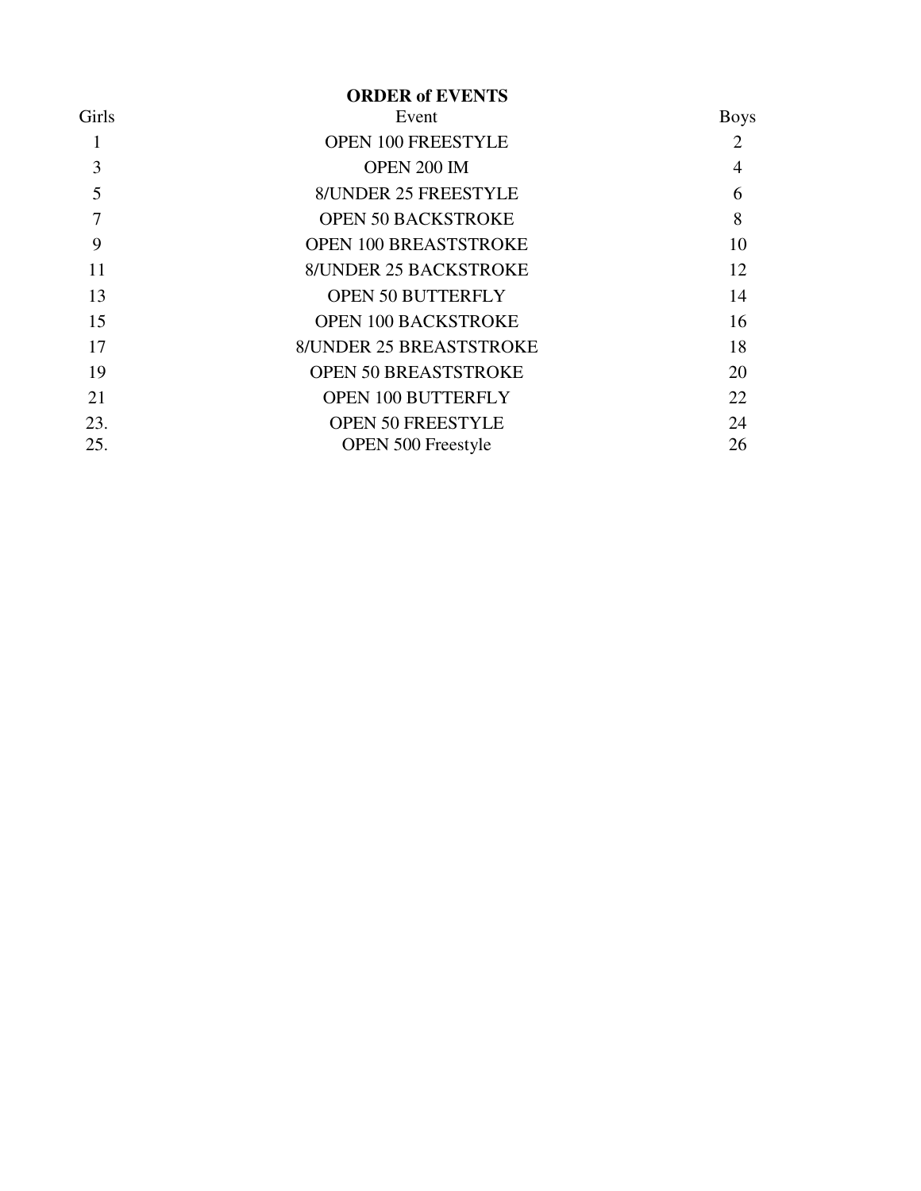**ORDER of EVENTS**

| Girls | Event | Boys |
|---|---|---|
| 1 | OPEN 100 FREESTYLE | 2 |
| 3 | OPEN 200 IM | 4 |
| 5 | 8/UNDER 25 FREESTYLE | 6 |
| 7 | OPEN 50 BACKSTROKE | 8 |
| 9 | OPEN 100 BREASTSTROKE | 10 |
| 11 | 8/UNDER 25 BACKSTROKE | 12 |
| 13 | OPEN 50 BUTTERFLY | 14 |
| 15 | OPEN 100 BACKSTROKE | 16 |
| 17 | 8/UNDER 25 BREASTSTROKE | 18 |
| 19 | OPEN 50 BREASTSTROKE | 20 |
| 21 | OPEN 100 BUTTERFLY | 22 |
| 23. | OPEN 50 FREESTYLE | 24 |
| 25. | OPEN 500 Freestyle | 26 |